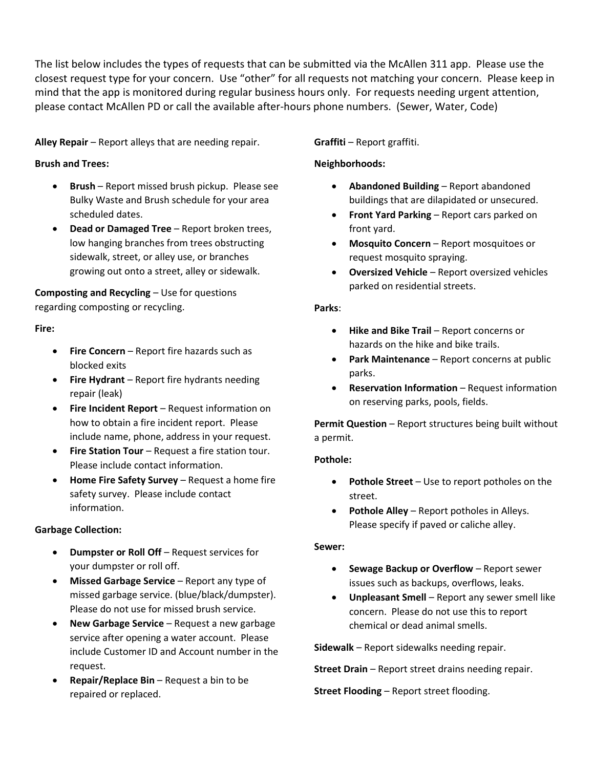The list below includes the types of requests that can be submitted via the McAllen 311 app. Please use the closest request type for your concern. Use "other" for all requests not matching your concern. Please keep in mind that the app is monitored during regular business hours only. For requests needing urgent attention, please contact McAllen PD or call the available after-hours phone numbers. (Sewer, Water, Code)

**Alley Repair** – Report alleys that are needing repair.

**Brush and Trees:**

- **Brush** – Report missed brush pickup. Please see Bulky Waste and Brush schedule for your area scheduled dates.
- **Dead or Damaged Tree** – Report broken trees, low hanging branches from trees obstructing sidewalk, street, or alley use, or branches growing out onto a street, alley or sidewalk.

**Composting and Recycling** – Use for questions regarding composting or recycling.

**Fire:**

- **Fire Concern** – Report fire hazards such as blocked exits
- **Fire Hydrant** – Report fire hydrants needing repair (leak)
- **Fire Incident Report** – Request information on how to obtain a fire incident report. Please include name, phone, address in your request.
- **Fire Station Tour** – Request a fire station tour. Please include contact information.
- **Home Fire Safety Survey** – Request a home fire safety survey. Please include contact information.

**Garbage Collection:**

- **Dumpster or Roll Off** – Request services for your dumpster or roll off.
- **Missed Garbage Service** – Report any type of missed garbage service. (blue/black/dumpster). Please do not use for missed brush service.
- **New Garbage Service** – Request a new garbage service after opening a water account. Please include Customer ID and Account number in the request.
- **Repair/Replace Bin** – Request a bin to be repaired or replaced.

**Graffiti** – Report graffiti.

**Neighborhoods:**

- **Abandoned Building** – Report abandoned buildings that are dilapidated or unsecured.
- **Front Yard Parking** – Report cars parked on front yard.
- **Mosquito Concern** – Report mosquitoes or request mosquito spraying.
- **Oversized Vehicle** – Report oversized vehicles parked on residential streets.

**Parks**:

- **Hike and Bike Trail** – Report concerns or hazards on the hike and bike trails.
- **Park Maintenance** – Report concerns at public parks.
- **Reservation Information** – Request information on reserving parks, pools, fields.

**Permit Question** – Report structures being built without a permit.

**Pothole:**

- **Pothole Street** – Use to report potholes on the street.
- **Pothole Alley** – Report potholes in Alleys. Please specify if paved or caliche alley.

**Sewer:**

- **Sewage Backup or Overflow** – Report sewer issues such as backups, overflows, leaks.
- **Unpleasant Smell** – Report any sewer smell like concern. Please do not use this to report chemical or dead animal smells.

**Sidewalk** – Report sidewalks needing repair.

**Street Drain** – Report street drains needing repair.

**Street Flooding** – Report street flooding.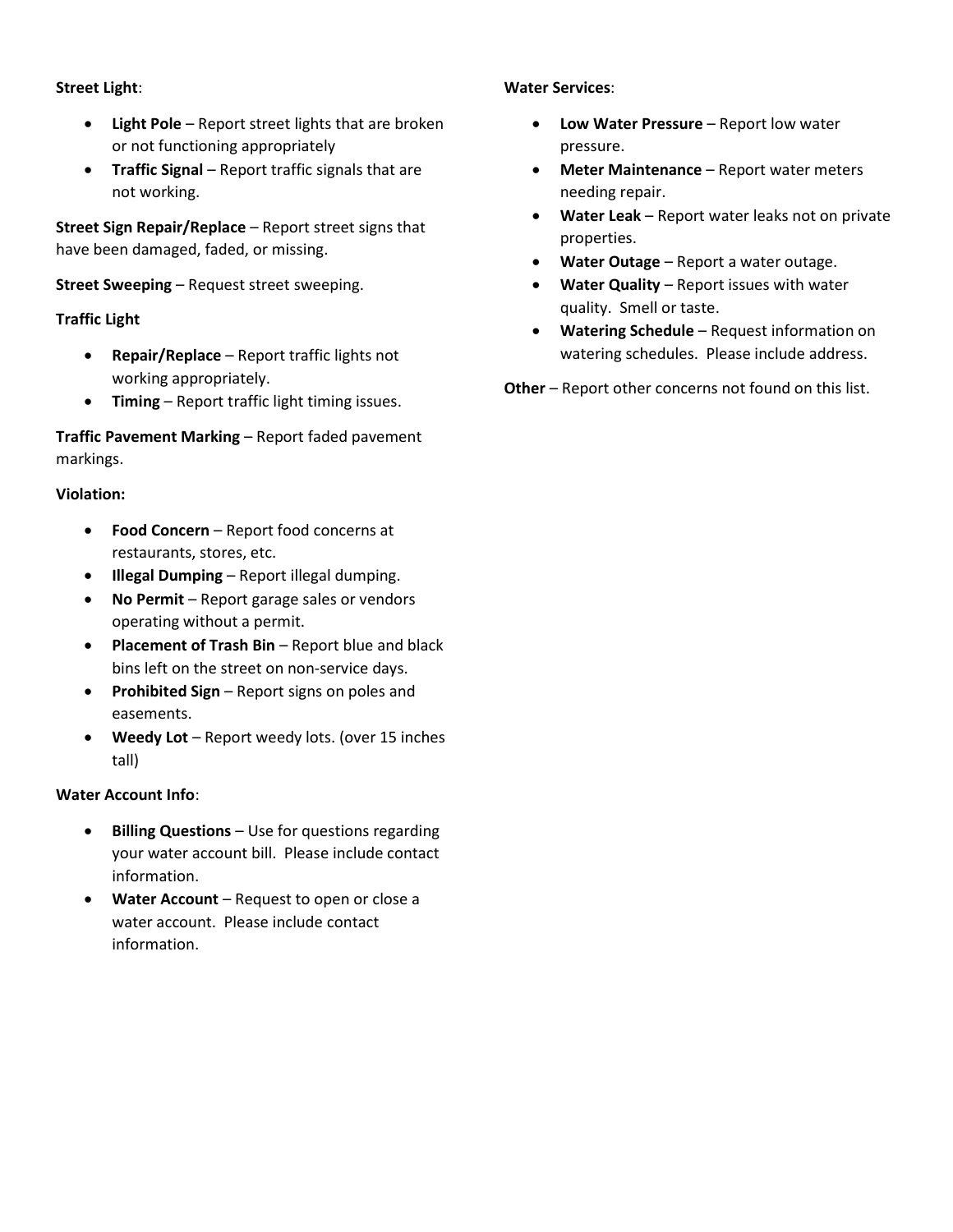**Street Light**:

- **Light Pole** – Report street lights that are broken or not functioning appropriately
- **Traffic Signal** – Report traffic signals that are not working.

**Street Sign Repair/Replace** – Report street signs that have been damaged, faded, or missing.

**Street Sweeping** – Request street sweeping.

**Traffic Light**

- **Repair/Replace** – Report traffic lights not working appropriately.
- **Timing** – Report traffic light timing issues.

**Traffic Pavement Marking** – Report faded pavement markings.

**Violation:**

- **Food Concern** – Report food concerns at restaurants, stores, etc.
- **Illegal Dumping** – Report illegal dumping.
- **No Permit** – Report garage sales or vendors operating without a permit.
- **Placement of Trash Bin** – Report blue and black bins left on the street on non-service days.
- **Prohibited Sign** – Report signs on poles and easements.
- **Weedy Lot** – Report weedy lots. (over 15 inches tall)

**Water Account Info**:

- **Billing Questions** – Use for questions regarding your water account bill. Please include contact information.
- **Water Account** – Request to open or close a water account. Please include contact information.

**Water Services**:

- **Low Water Pressure** – Report low water pressure.
- **Meter Maintenance** – Report water meters needing repair.
- **Water Leak** – Report water leaks not on private properties.
- **Water Outage** – Report a water outage.
- **Water Quality** – Report issues with water quality. Smell or taste.
- **Watering Schedule** – Request information on watering schedules. Please include address.

**Other** – Report other concerns not found on this list.